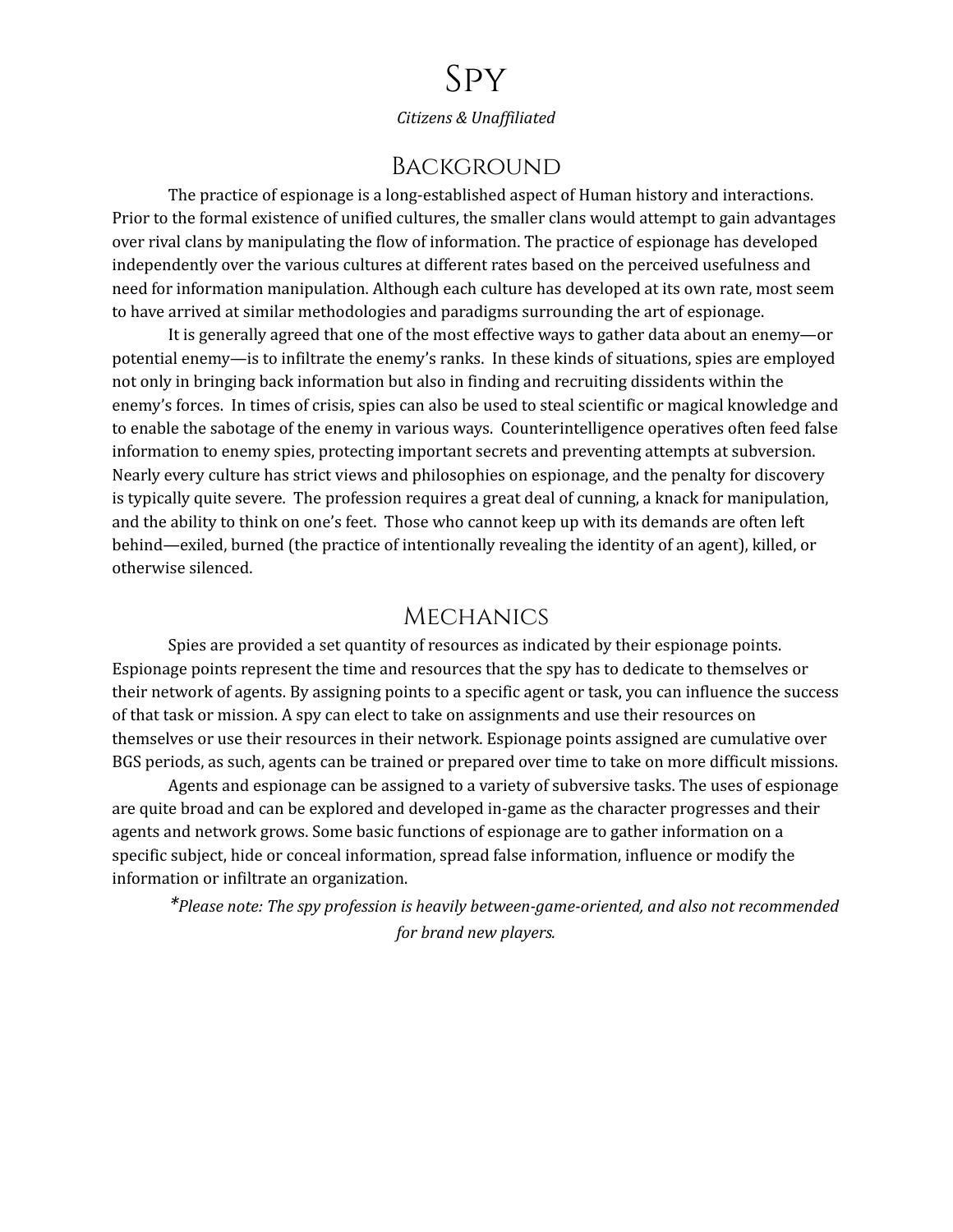# Spy

*Citizens & Unaffiliated*

## Background

The practice of espionage is a long-established aspect of Human history and interactions. Prior to the formal existence of unified cultures, the smaller clans would attempt to gain advantages over rival clans by manipulating the flow of information. The practice of espionage has developed independently over the various cultures at different rates based on the perceived usefulness and need for information manipulation. Although each culture has developed at its own rate, most seem to have arrived at similar methodologies and paradigms surrounding the art of espionage.

It is generally agreed that one of the most effective ways to gather data about an enemy—or potential enemy—is to infiltrate the enemy's ranks. In these kinds of situations, spies are employed not only in bringing back information but also in finding and recruiting dissidents within the enemy's forces. In times of crisis, spies can also be used to steal scientific or magical knowledge and to enable the sabotage of the enemy in various ways. Counterintelligence operatives often feed false information to enemy spies, protecting important secrets and preventing attempts at subversion. Nearly every culture has strict views and philosophies on espionage, and the penalty for discovery is typically quite severe. The profession requires a great deal of cunning, a knack for manipulation, and the ability to think on one's feet. Those who cannot keep up with its demands are often left behind—exiled, burned (the practice of intentionally revealing the identity of an agent), killed, or otherwise silenced.

## Mechanics

Spies are provided a set quantity of resources as indicated by their espionage points. Espionage points represent the time and resources that the spy has to dedicate to themselves or their network of agents. By assigning points to a specific agent or task, you can influence the success of that task or mission. A spy can elect to take on assignments and use their resources on themselves or use their resources in their network. Espionage points assigned are cumulative over BGS periods, as such, agents can be trained or prepared over time to take on more difficult missions.

Agents and espionage can be assigned to a variety of subversive tasks. The uses of espionage are quite broad and can be explored and developed in-game as the character progresses and their agents and network grows. Some basic functions of espionage are to gather information on a specific subject, hide or conceal information, spread false information, influence or modify the information or infiltrate an organization.

*\*Please note: The spy profession is heavily between-game-oriented, and also not recommended for brand new players.*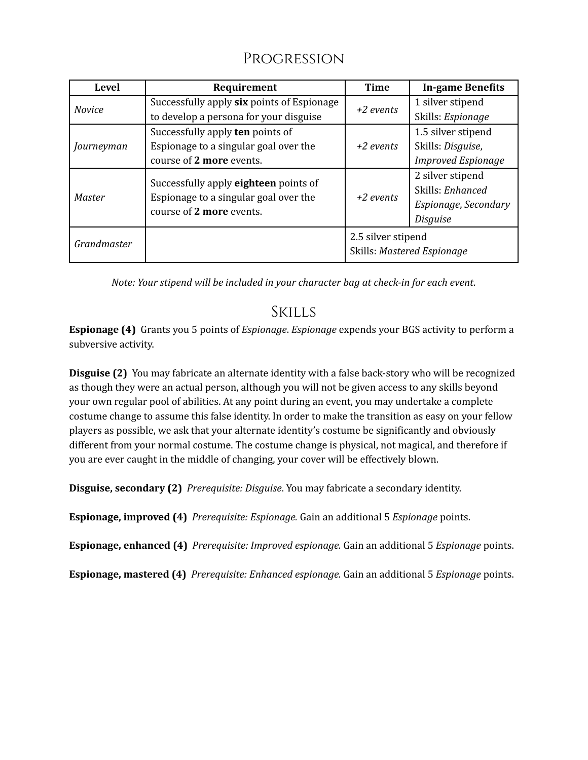## Progression

| Level | Requirement | Time | In-game Benefits |
|---|---|---|---|
| *Novice* | Successfully apply **six** points of Espionage to develop a persona for your disguise | *+2 events* | 1 silver stipend<br>Skills: *Espionage* |
| *Journeyman* | Successfully apply **ten** points of Espionage to a singular goal over the course of **2 more** events. | *+2 events* | 1.5 silver stipend<br>Skills: *Disguise*, *Improved Espionage* |
| *Master* | Successfully apply **eighteen** points of Espionage to a singular goal over the course of **2 more** events. | *+2 events* | 2 silver stipend<br>Skills: *Enhanced Espionage*, *Secondary Disguise* |
| *Grandmaster* | | 2.5 silver stipend<br>Skills: *Mastered Espionage* | |

*Note: Your stipend will be included in your character bag at check-in for each event.*

## Skills

**Espionage (4)** Grants you 5 points of *Espionage*. *Espionage* expends your BGS activity to perform a subversive activity.

**Disguise (2)** You may fabricate an alternate identity with a false back-story who will be recognized as though they were an actual person, although you will not be given access to any skills beyond your own regular pool of abilities. At any point during an event, you may undertake a complete costume change to assume this false identity. In order to make the transition as easy on your fellow players as possible, we ask that your alternate identity's costume be significantly and obviously different from your normal costume. The costume change is physical, not magical, and therefore if you are ever caught in the middle of changing, your cover will be effectively blown.

**Disguise, secondary (2)** *Prerequisite: Disguise*. You may fabricate a secondary identity.

**Espionage, improved (4)** *Prerequisite: Espionage.* Gain an additional 5 *Espionage* points.

**Espionage, enhanced (4)** *Prerequisite: Improved espionage.* Gain an additional 5 *Espionage* points.

**Espionage, mastered (4)** *Prerequisite: Enhanced espionage.* Gain an additional 5 *Espionage* points.